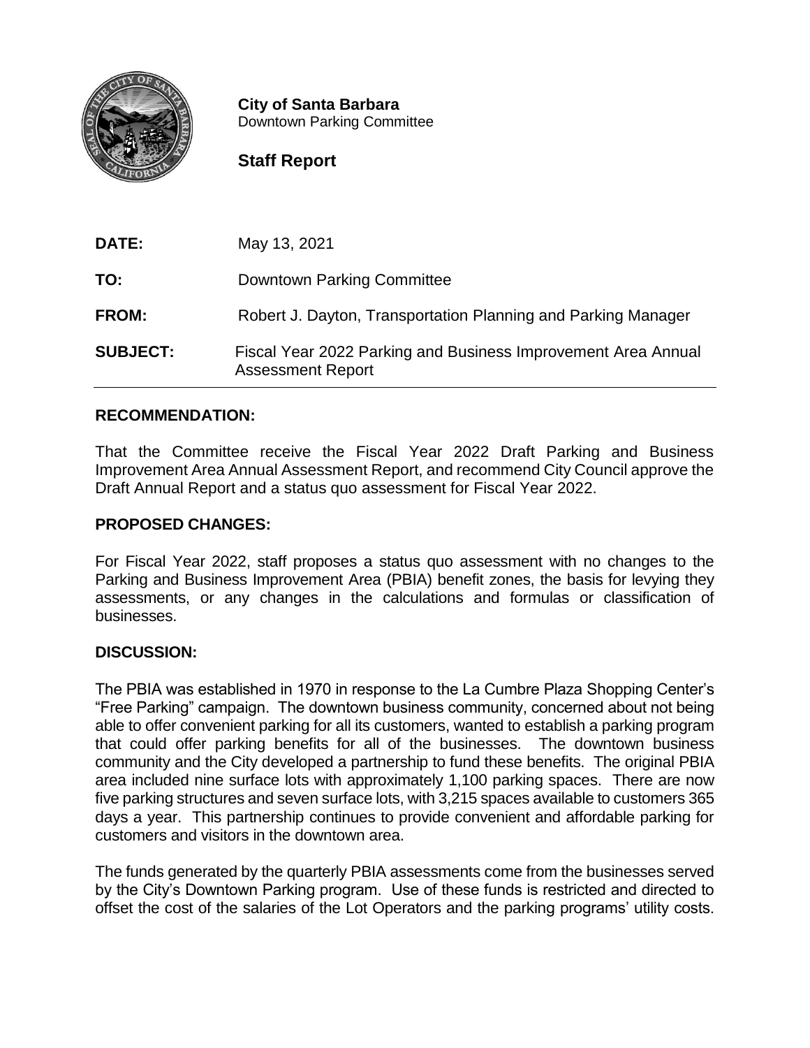**City of Santa Barbara**
Downtown Parking Committee

**Staff Report**

| | |
|---|---|
| **DATE:** | May 13, 2021 |
| **TO:** | Downtown Parking Committee |
| **FROM:** | Robert J. Dayton, Transportation Planning and Parking Manager |
| **SUBJECT:** | Fiscal Year 2022 Parking and Business Improvement Area Annual Assessment Report |

## RECOMMENDATION:

That the Committee receive the Fiscal Year 2022 Draft Parking and Business Improvement Area Annual Assessment Report, and recommend City Council approve the Draft Annual Report and a status quo assessment for Fiscal Year 2022.

## PROPOSED CHANGES:

For Fiscal Year 2022, staff proposes a status quo assessment with no changes to the Parking and Business Improvement Area (PBIA) benefit zones, the basis for levying they assessments, or any changes in the calculations and formulas or classification of businesses.

## DISCUSSION:

The PBIA was established in 1970 in response to the La Cumbre Plaza Shopping Center's "Free Parking" campaign. The downtown business community, concerned about not being able to offer convenient parking for all its customers, wanted to establish a parking program that could offer parking benefits for all of the businesses. The downtown business community and the City developed a partnership to fund these benefits. The original PBIA area included nine surface lots with approximately 1,100 parking spaces. There are now five parking structures and seven surface lots, with 3,215 spaces available to customers 365 days a year. This partnership continues to provide convenient and affordable parking for customers and visitors in the downtown area.

The funds generated by the quarterly PBIA assessments come from the businesses served by the City's Downtown Parking program. Use of these funds is restricted and directed to offset the cost of the salaries of the Lot Operators and the parking programs' utility costs.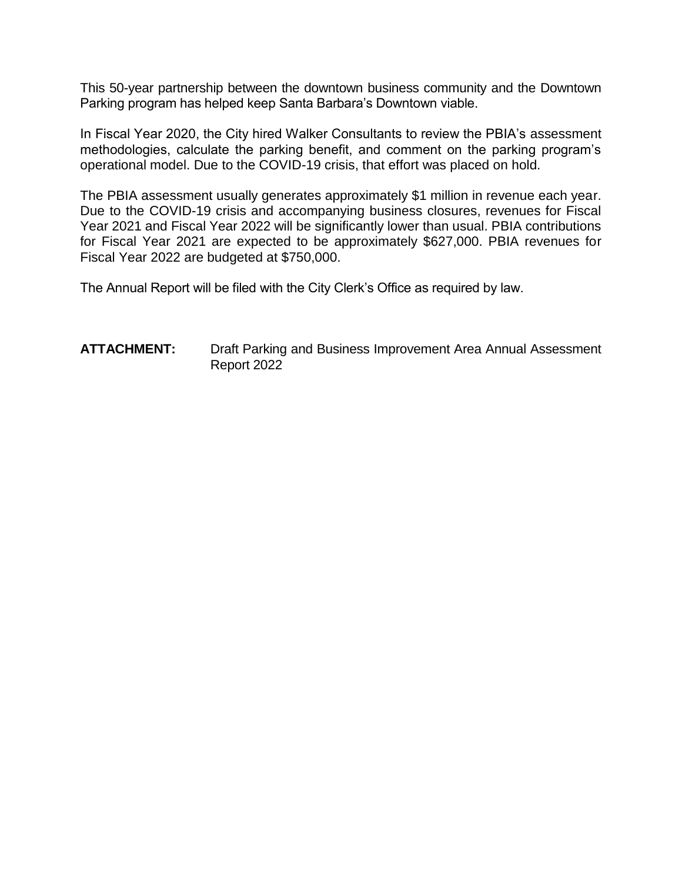This 50-year partnership between the downtown business community and the Downtown Parking program has helped keep Santa Barbara's Downtown viable.

In Fiscal Year 2020, the City hired Walker Consultants to review the PBIA's assessment methodologies, calculate the parking benefit, and comment on the parking program's operational model. Due to the COVID-19 crisis, that effort was placed on hold.

The PBIA assessment usually generates approximately $1 million in revenue each year. Due to the COVID-19 crisis and accompanying business closures, revenues for Fiscal Year 2021 and Fiscal Year 2022 will be significantly lower than usual. PBIA contributions for Fiscal Year 2021 are expected to be approximately $627,000. PBIA revenues for Fiscal Year 2022 are budgeted at $750,000.

The Annual Report will be filed with the City Clerk's Office as required by law.

**ATTACHMENT:** Draft Parking and Business Improvement Area Annual Assessment Report 2022